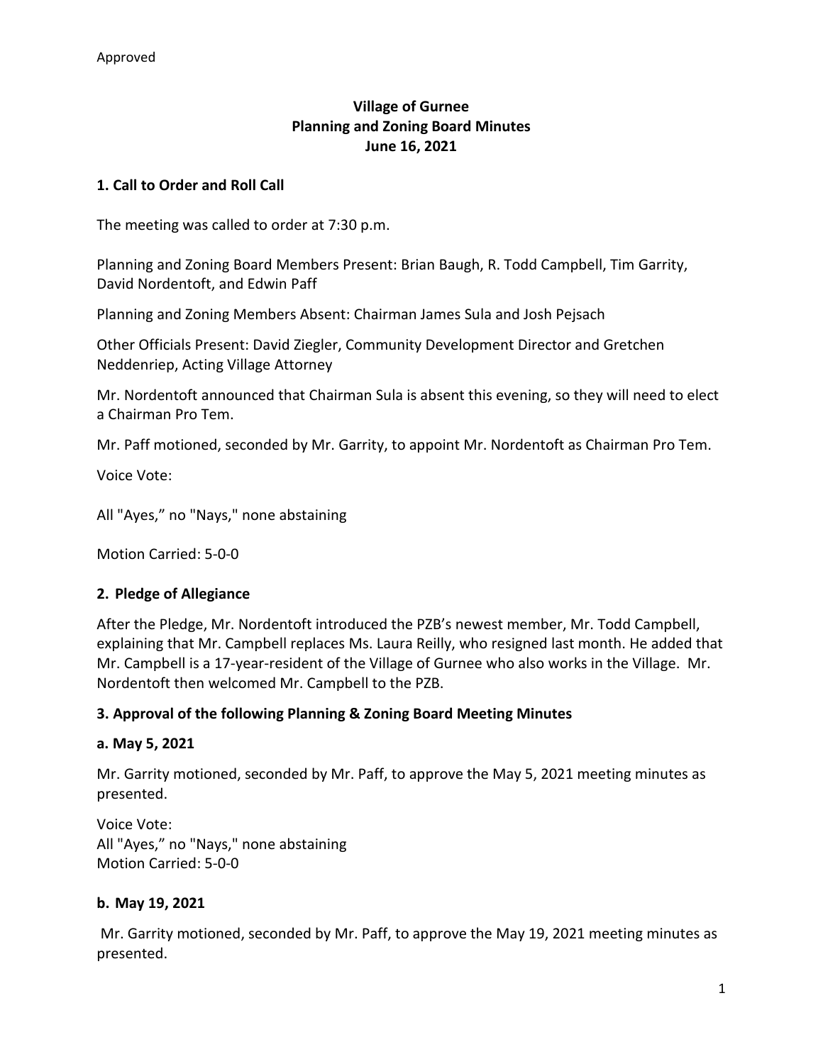Approved

# Village of Gurnee
## Planning and Zoning Board Minutes
## June 16, 2021

### 1. Call to Order and Roll Call

The meeting was called to order at 7:30 p.m.

Planning and Zoning Board Members Present: Brian Baugh, R. Todd Campbell, Tim Garrity, David Nordentoft, and Edwin Paff

Planning and Zoning Members Absent: Chairman James Sula and Josh Pejsach

Other Officials Present: David Ziegler, Community Development Director and Gretchen Neddenriep, Acting Village Attorney

Mr. Nordentoft announced that Chairman Sula is absent this evening, so they will need to elect a Chairman Pro Tem.

Mr. Paff motioned, seconded by Mr. Garrity, to appoint Mr. Nordentoft as Chairman Pro Tem.

Voice Vote:

All "Ayes," no "Nays," none abstaining

Motion Carried: 5-0-0

### 2. Pledge of Allegiance

After the Pledge, Mr. Nordentoft introduced the PZB's newest member, Mr. Todd Campbell, explaining that Mr. Campbell replaces Ms. Laura Reilly, who resigned last month. He added that Mr. Campbell is a 17-year-resident of the Village of Gurnee who also works in the Village. Mr. Nordentoft then welcomed Mr. Campbell to the PZB.

### 3. Approval of the following Planning & Zoning Board Meeting Minutes

### a. May 5, 2021

Mr. Garrity motioned, seconded by Mr. Paff, to approve the May 5, 2021 meeting minutes as presented.

Voice Vote:
All "Ayes," no "Nays," none abstaining
Motion Carried: 5-0-0

### b. May 19, 2021

Mr. Garrity motioned, seconded by Mr. Paff, to approve the May 19, 2021 meeting minutes as presented.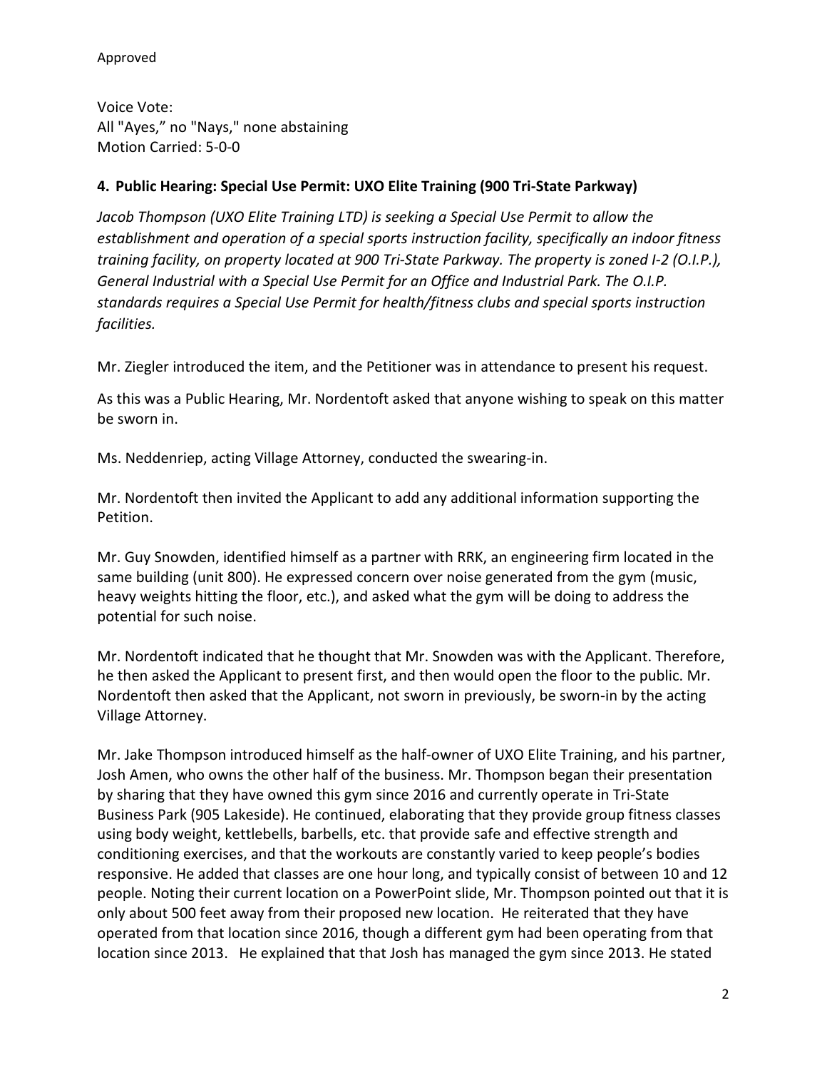Approved

Voice Vote:
All "Ayes," no "Nays," none abstaining
Motion Carried: 5-0-0

### 4. Public Hearing: Special Use Permit: UXO Elite Training (900 Tri-State Parkway)

*Jacob Thompson (UXO Elite Training LTD) is seeking a Special Use Permit to allow the establishment and operation of a special sports instruction facility, specifically an indoor fitness training facility, on property located at 900 Tri-State Parkway. The property is zoned I-2 (O.I.P.), General Industrial with a Special Use Permit for an Office and Industrial Park. The O.I.P. standards requires a Special Use Permit for health/fitness clubs and special sports instruction facilities.*

Mr. Ziegler introduced the item, and the Petitioner was in attendance to present his request.

As this was a Public Hearing, Mr. Nordentoft asked that anyone wishing to speak on this matter be sworn in.

Ms. Neddenriep, acting Village Attorney, conducted the swearing-in.

Mr. Nordentoft then invited the Applicant to add any additional information supporting the Petition.

Mr. Guy Snowden, identified himself as a partner with RRK, an engineering firm located in the same building (unit 800). He expressed concern over noise generated from the gym (music, heavy weights hitting the floor, etc.), and asked what the gym will be doing to address the potential for such noise.

Mr. Nordentoft indicated that he thought that Mr. Snowden was with the Applicant. Therefore, he then asked the Applicant to present first, and then would open the floor to the public. Mr. Nordentoft then asked that the Applicant, not sworn in previously, be sworn-in by the acting Village Attorney.

Mr. Jake Thompson introduced himself as the half-owner of UXO Elite Training, and his partner, Josh Amen, who owns the other half of the business. Mr. Thompson began their presentation by sharing that they have owned this gym since 2016 and currently operate in Tri-State Business Park (905 Lakeside). He continued, elaborating that they provide group fitness classes using body weight, kettlebells, barbells, etc. that provide safe and effective strength and conditioning exercises, and that the workouts are constantly varied to keep people's bodies responsive. He added that classes are one hour long, and typically consist of between 10 and 12 people. Noting their current location on a PowerPoint slide, Mr. Thompson pointed out that it is only about 500 feet away from their proposed new location. He reiterated that they have operated from that location since 2016, though a different gym had been operating from that location since 2013. He explained that that Josh has managed the gym since 2013. He stated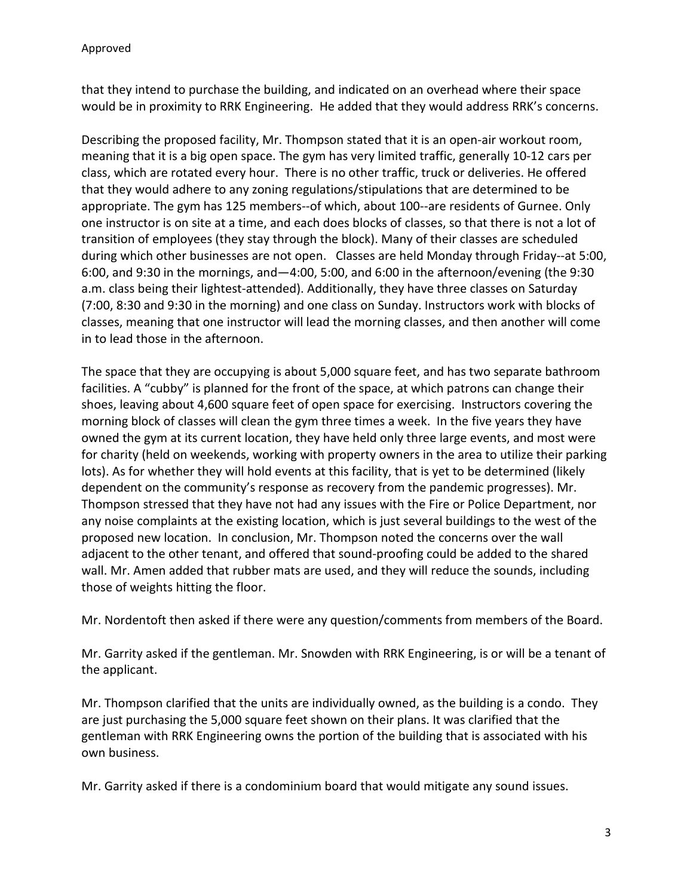that they intend to purchase the building, and indicated on an overhead where their space would be in proximity to RRK Engineering. He added that they would address RRK's concerns.

Describing the proposed facility, Mr. Thompson stated that it is an open-air workout room, meaning that it is a big open space. The gym has very limited traffic, generally 10-12 cars per class, which are rotated every hour. There is no other traffic, truck or deliveries. He offered that they would adhere to any zoning regulations/stipulations that are determined to be appropriate. The gym has 125 members--of which, about 100--are residents of Gurnee. Only one instructor is on site at a time, and each does blocks of classes, so that there is not a lot of transition of employees (they stay through the block). Many of their classes are scheduled during which other businesses are not open. Classes are held Monday through Friday--at 5:00, 6:00, and 9:30 in the mornings, and—4:00, 5:00, and 6:00 in the afternoon/evening (the 9:30 a.m. class being their lightest-attended). Additionally, they have three classes on Saturday (7:00, 8:30 and 9:30 in the morning) and one class on Sunday. Instructors work with blocks of classes, meaning that one instructor will lead the morning classes, and then another will come in to lead those in the afternoon.

The space that they are occupying is about 5,000 square feet, and has two separate bathroom facilities. A "cubby" is planned for the front of the space, at which patrons can change their shoes, leaving about 4,600 square feet of open space for exercising. Instructors covering the morning block of classes will clean the gym three times a week. In the five years they have owned the gym at its current location, they have held only three large events, and most were for charity (held on weekends, working with property owners in the area to utilize their parking lots). As for whether they will hold events at this facility, that is yet to be determined (likely dependent on the community's response as recovery from the pandemic progresses). Mr. Thompson stressed that they have not had any issues with the Fire or Police Department, nor any noise complaints at the existing location, which is just several buildings to the west of the proposed new location. In conclusion, Mr. Thompson noted the concerns over the wall adjacent to the other tenant, and offered that sound-proofing could be added to the shared wall. Mr. Amen added that rubber mats are used, and they will reduce the sounds, including those of weights hitting the floor.

Mr. Nordentoft then asked if there were any question/comments from members of the Board.

Mr. Garrity asked if the gentleman. Mr. Snowden with RRK Engineering, is or will be a tenant of the applicant.

Mr. Thompson clarified that the units are individually owned, as the building is a condo. They are just purchasing the 5,000 square feet shown on their plans. It was clarified that the gentleman with RRK Engineering owns the portion of the building that is associated with his own business.

Mr. Garrity asked if there is a condominium board that would mitigate any sound issues.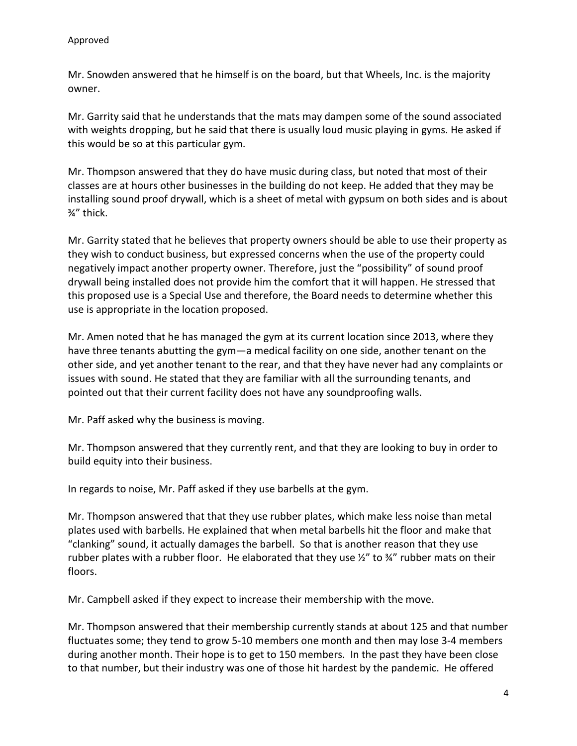Mr. Snowden answered that he himself is on the board, but that Wheels, Inc. is the majority owner.

Mr. Garrity said that he understands that the mats may dampen some of the sound associated with weights dropping, but he said that there is usually loud music playing in gyms. He asked if this would be so at this particular gym.

Mr. Thompson answered that they do have music during class, but noted that most of their classes are at hours other businesses in the building do not keep. He added that they may be installing sound proof drywall, which is a sheet of metal with gypsum on both sides and is about ¾" thick.

Mr. Garrity stated that he believes that property owners should be able to use their property as they wish to conduct business, but expressed concerns when the use of the property could negatively impact another property owner. Therefore, just the "possibility" of sound proof drywall being installed does not provide him the comfort that it will happen. He stressed that this proposed use is a Special Use and therefore, the Board needs to determine whether this use is appropriate in the location proposed.

Mr. Amen noted that he has managed the gym at its current location since 2013, where they have three tenants abutting the gym—a medical facility on one side, another tenant on the other side, and yet another tenant to the rear, and that they have never had any complaints or issues with sound. He stated that they are familiar with all the surrounding tenants, and pointed out that their current facility does not have any soundproofing walls.

Mr. Paff asked why the business is moving.

Mr. Thompson answered that they currently rent, and that they are looking to buy in order to build equity into their business.

In regards to noise, Mr. Paff asked if they use barbells at the gym.

Mr. Thompson answered that that they use rubber plates, which make less noise than metal plates used with barbells. He explained that when metal barbells hit the floor and make that "clanking" sound, it actually damages the barbell. So that is another reason that they use rubber plates with a rubber floor. He elaborated that they use ½" to ¾" rubber mats on their floors.

Mr. Campbell asked if they expect to increase their membership with the move.

Mr. Thompson answered that their membership currently stands at about 125 and that number fluctuates some; they tend to grow 5-10 members one month and then may lose 3-4 members during another month. Their hope is to get to 150 members. In the past they have been close to that number, but their industry was one of those hit hardest by the pandemic. He offered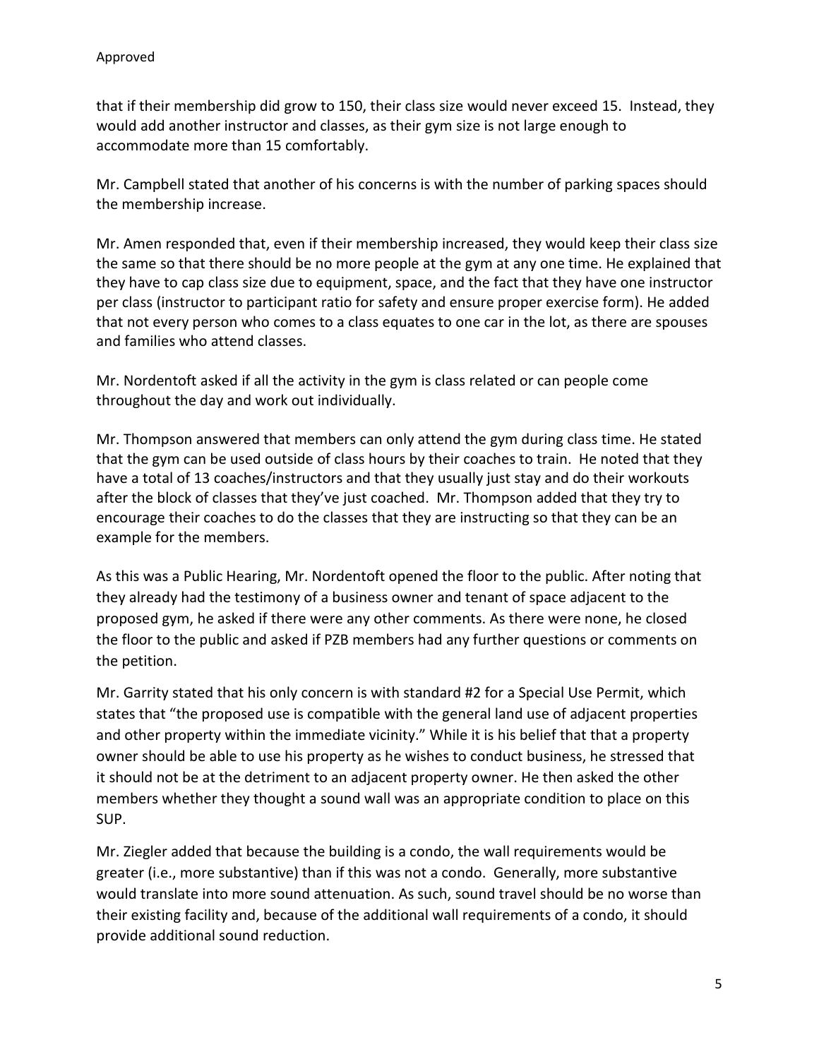that if their membership did grow to 150, their class size would never exceed 15. Instead, they would add another instructor and classes, as their gym size is not large enough to accommodate more than 15 comfortably.

Mr. Campbell stated that another of his concerns is with the number of parking spaces should the membership increase.

Mr. Amen responded that, even if their membership increased, they would keep their class size the same so that there should be no more people at the gym at any one time. He explained that they have to cap class size due to equipment, space, and the fact that they have one instructor per class (instructor to participant ratio for safety and ensure proper exercise form). He added that not every person who comes to a class equates to one car in the lot, as there are spouses and families who attend classes.

Mr. Nordentoft asked if all the activity in the gym is class related or can people come throughout the day and work out individually.

Mr. Thompson answered that members can only attend the gym during class time. He stated that the gym can be used outside of class hours by their coaches to train. He noted that they have a total of 13 coaches/instructors and that they usually just stay and do their workouts after the block of classes that they've just coached. Mr. Thompson added that they try to encourage their coaches to do the classes that they are instructing so that they can be an example for the members.

As this was a Public Hearing, Mr. Nordentoft opened the floor to the public. After noting that they already had the testimony of a business owner and tenant of space adjacent to the proposed gym, he asked if there were any other comments. As there were none, he closed the floor to the public and asked if PZB members had any further questions or comments on the petition.

Mr. Garrity stated that his only concern is with standard #2 for a Special Use Permit, which states that "the proposed use is compatible with the general land use of adjacent properties and other property within the immediate vicinity." While it is his belief that that a property owner should be able to use his property as he wishes to conduct business, he stressed that it should not be at the detriment to an adjacent property owner. He then asked the other members whether they thought a sound wall was an appropriate condition to place on this SUP.

Mr. Ziegler added that because the building is a condo, the wall requirements would be greater (i.e., more substantive) than if this was not a condo. Generally, more substantive would translate into more sound attenuation. As such, sound travel should be no worse than their existing facility and, because of the additional wall requirements of a condo, it should provide additional sound reduction.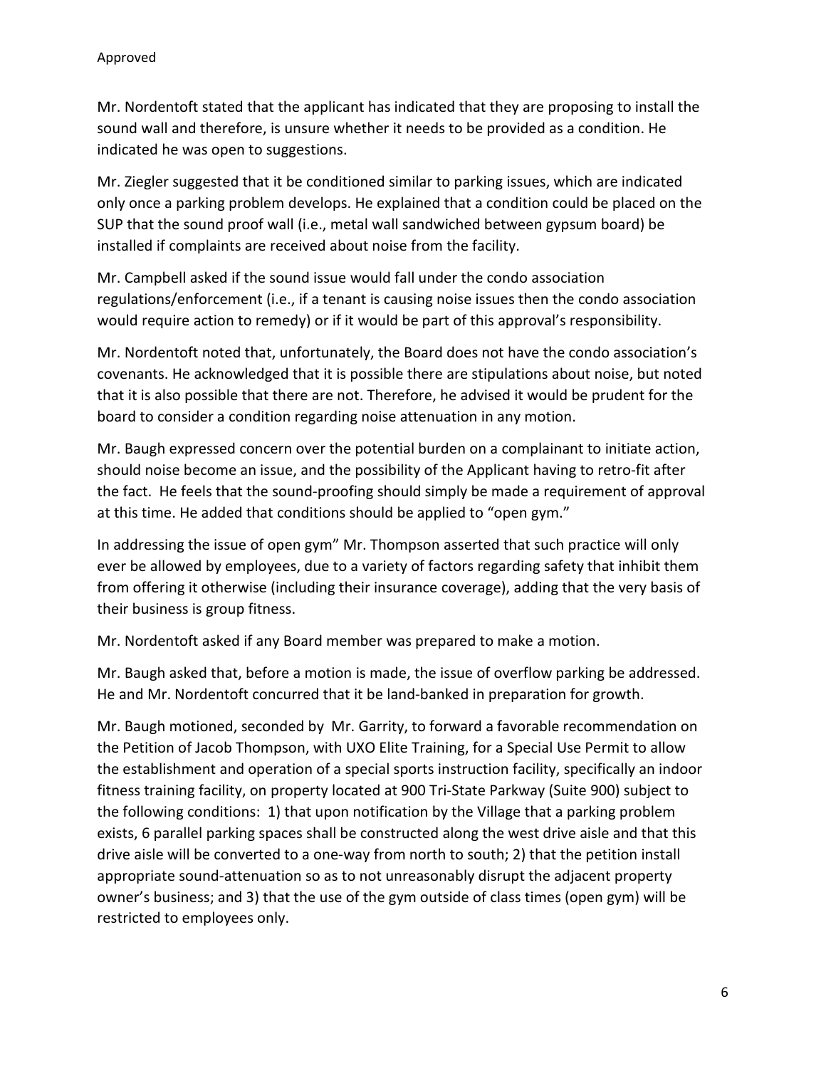Approved

Mr. Nordentoft stated that the applicant has indicated that they are proposing to install the sound wall and therefore, is unsure whether it needs to be provided as a condition. He indicated he was open to suggestions.

Mr. Ziegler suggested that it be conditioned similar to parking issues, which are indicated only once a parking problem develops. He explained that a condition could be placed on the SUP that the sound proof wall (i.e., metal wall sandwiched between gypsum board) be installed if complaints are received about noise from the facility.

Mr. Campbell asked if the sound issue would fall under the condo association regulations/enforcement (i.e., if a tenant is causing noise issues then the condo association would require action to remedy) or if it would be part of this approval's responsibility.

Mr. Nordentoft noted that, unfortunately, the Board does not have the condo association's covenants. He acknowledged that it is possible there are stipulations about noise, but noted that it is also possible that there are not. Therefore, he advised it would be prudent for the board to consider a condition regarding noise attenuation in any motion.

Mr. Baugh expressed concern over the potential burden on a complainant to initiate action, should noise become an issue, and the possibility of the Applicant having to retro-fit after the fact. He feels that the sound-proofing should simply be made a requirement of approval at this time. He added that conditions should be applied to "open gym."

In addressing the issue of open gym" Mr. Thompson asserted that such practice will only ever be allowed by employees, due to a variety of factors regarding safety that inhibit them from offering it otherwise (including their insurance coverage), adding that the very basis of their business is group fitness.

Mr. Nordentoft asked if any Board member was prepared to make a motion.

Mr. Baugh asked that, before a motion is made, the issue of overflow parking be addressed. He and Mr. Nordentoft concurred that it be land-banked in preparation for growth.

Mr. Baugh motioned, seconded by Mr. Garrity, to forward a favorable recommendation on the Petition of Jacob Thompson, with UXO Elite Training, for a Special Use Permit to allow the establishment and operation of a special sports instruction facility, specifically an indoor fitness training facility, on property located at 900 Tri-State Parkway (Suite 900) subject to the following conditions: 1) that upon notification by the Village that a parking problem exists, 6 parallel parking spaces shall be constructed along the west drive aisle and that this drive aisle will be converted to a one-way from north to south; 2) that the petition install appropriate sound-attenuation so as to not unreasonably disrupt the adjacent property owner's business; and 3) that the use of the gym outside of class times (open gym) will be restricted to employees only.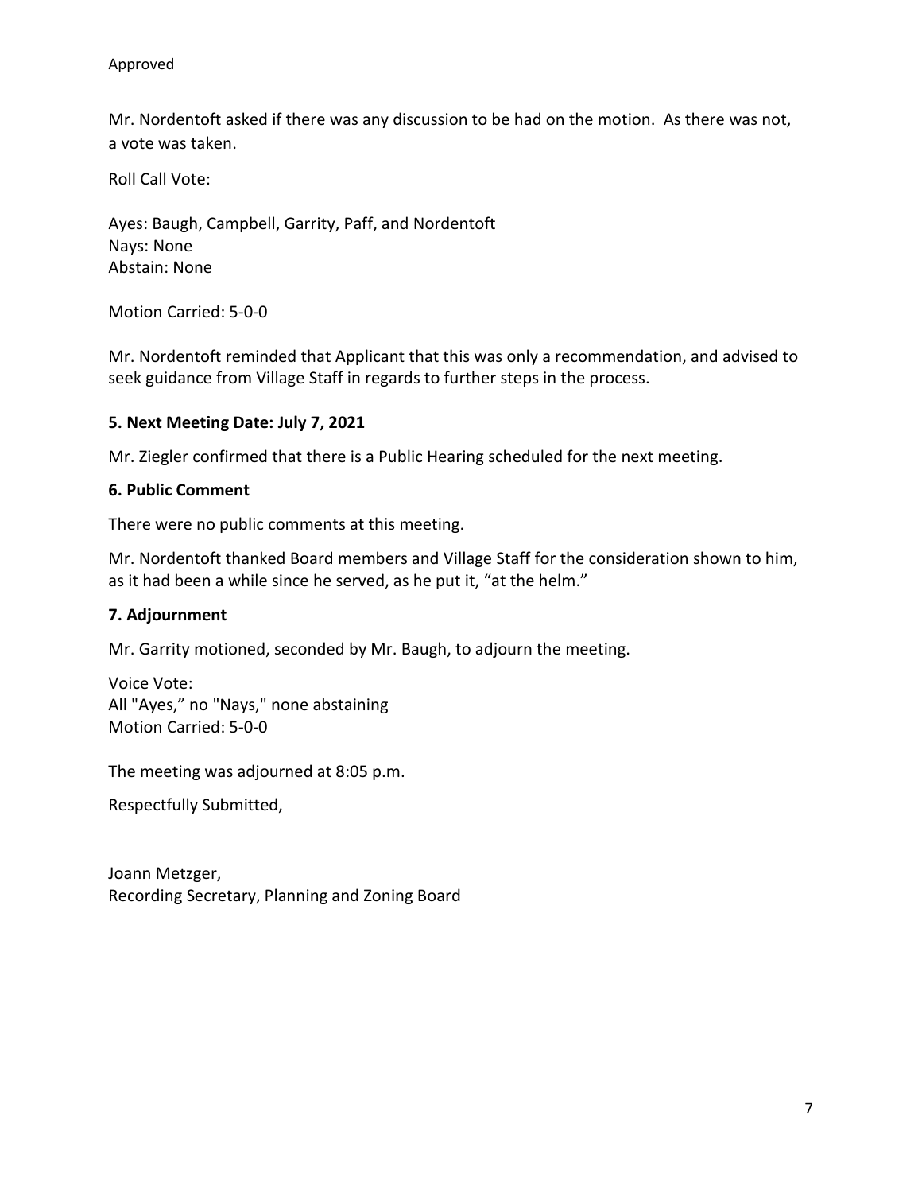Approved

Mr. Nordentoft asked if there was any discussion to be had on the motion. As there was not, a vote was taken.

Roll Call Vote:

Ayes: Baugh, Campbell, Garrity, Paff, and Nordentoft
Nays: None
Abstain: None

Motion Carried: 5-0-0

Mr. Nordentoft reminded that Applicant that this was only a recommendation, and advised to seek guidance from Village Staff in regards to further steps in the process.

**5. Next Meeting Date: July 7, 2021**

Mr. Ziegler confirmed that there is a Public Hearing scheduled for the next meeting.

**6. Public Comment**

There were no public comments at this meeting.

Mr. Nordentoft thanked Board members and Village Staff for the consideration shown to him, as it had been a while since he served, as he put it, "at the helm."

**7. Adjournment**

Mr. Garrity motioned, seconded by Mr. Baugh, to adjourn the meeting.

Voice Vote:
All "Ayes," no "Nays," none abstaining
Motion Carried: 5-0-0

The meeting was adjourned at 8:05 p.m.

Respectfully Submitted,

Joann Metzger,
Recording Secretary, Planning and Zoning Board